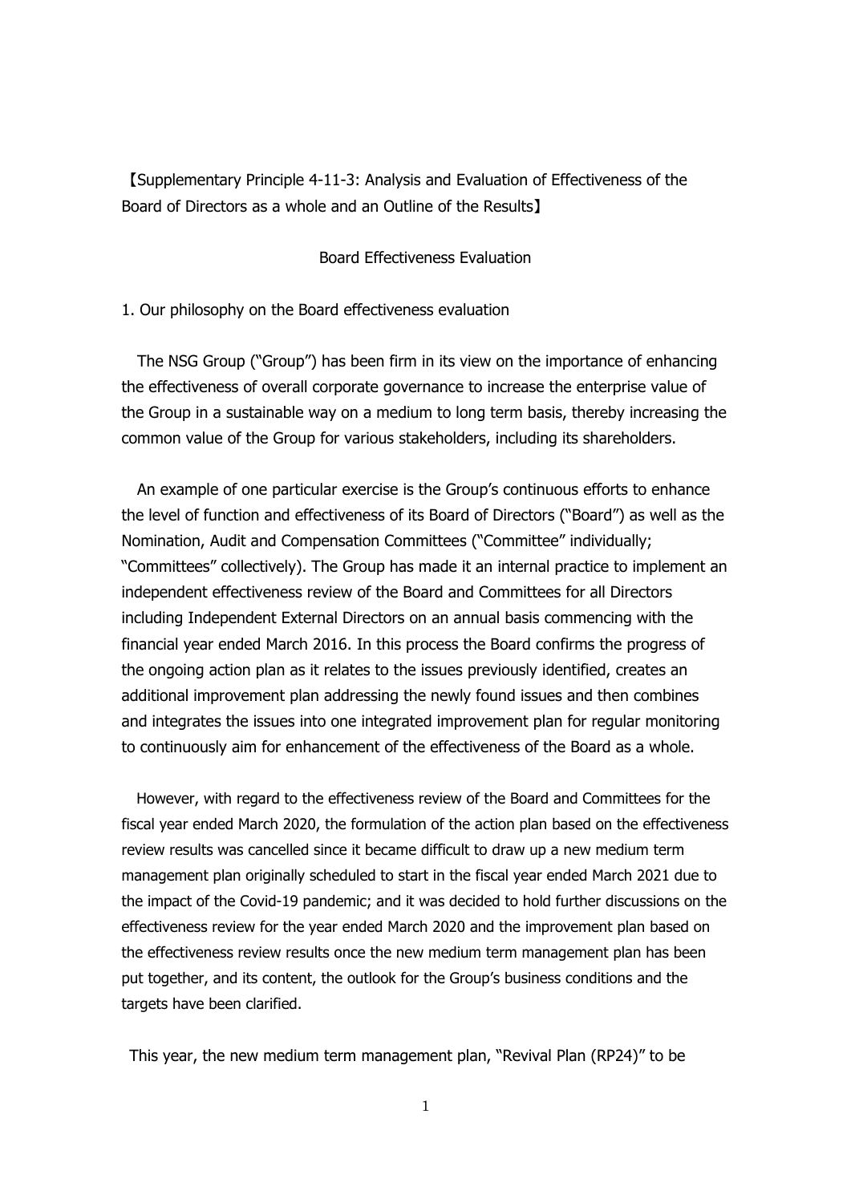【Supplementary Principle 4-11-3: Analysis and Evaluation of Effectiveness of the Board of Directors as a whole and an Outline of the Results】

## Board Effectiveness Evaluation

### 1. Our philosophy on the Board effectiveness evaluation

The NSG Group ("Group") has been firm in its view on the importance of enhancing the effectiveness of overall corporate governance to increase the enterprise value of the Group in a sustainable way on a medium to long term basis, thereby increasing the common value of the Group for various stakeholders, including its shareholders.

An example of one particular exercise is the Group's continuous efforts to enhance the level of function and effectiveness of its Board of Directors ("Board") as well as the Nomination, Audit and Compensation Committees ("Committee" individually; "Committees" collectively). The Group has made it an internal practice to implement an independent effectiveness review of the Board and Committees for all Directors including Independent External Directors on an annual basis commencing with the financial year ended March 2016. In this process the Board confirms the progress of the ongoing action plan as it relates to the issues previously identified, creates an additional improvement plan addressing the newly found issues and then combines and integrates the issues into one integrated improvement plan for regular monitoring to continuously aim for enhancement of the effectiveness of the Board as a whole.

However, with regard to the effectiveness review of the Board and Committees for the fiscal year ended March 2020, the formulation of the action plan based on the effectiveness review results was cancelled since it became difficult to draw up a new medium term management plan originally scheduled to start in the fiscal year ended March 2021 due to the impact of the Covid-19 pandemic; and it was decided to hold further discussions on the effectiveness review for the year ended March 2020 and the improvement plan based on the effectiveness review results once the new medium term management plan has been put together, and its content, the outlook for the Group's business conditions and the targets have been clarified.

This year, the new medium term management plan, "Revival Plan (RP24)" to be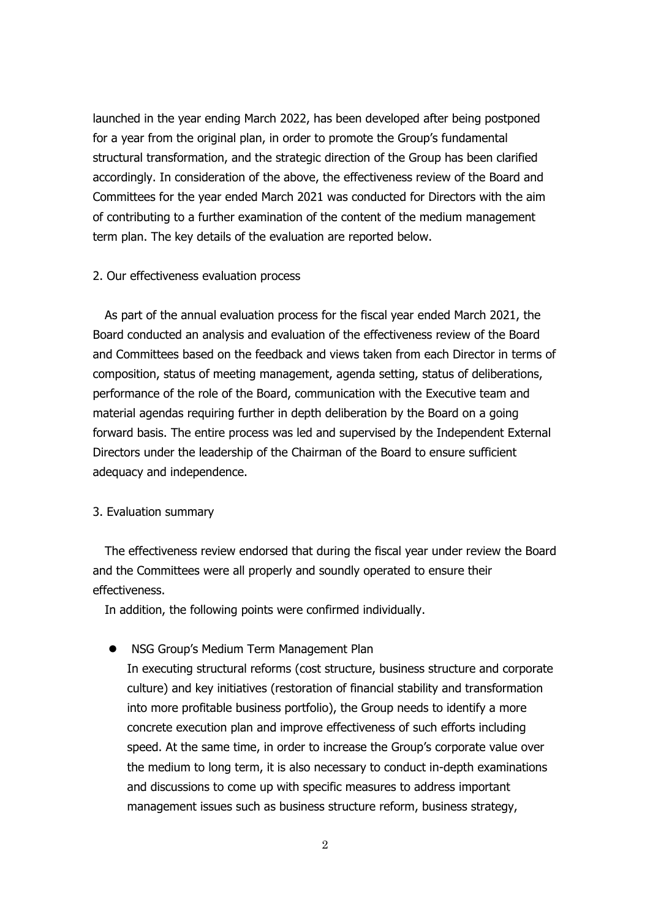launched in the year ending March 2022, has been developed after being postponed for a year from the original plan, in order to promote the Group's fundamental structural transformation, and the strategic direction of the Group has been clarified accordingly. In consideration of the above, the effectiveness review of the Board and Committees for the year ended March 2021 was conducted for Directors with the aim of contributing to a further examination of the content of the medium management term plan. The key details of the evaluation are reported below.

## 2. Our effectiveness evaluation process

As part of the annual evaluation process for the fiscal year ended March 2021, the Board conducted an analysis and evaluation of the effectiveness review of the Board and Committees based on the feedback and views taken from each Director in terms of composition, status of meeting management, agenda setting, status of deliberations, performance of the role of the Board, communication with the Executive team and material agendas requiring further in depth deliberation by the Board on a going forward basis. The entire process was led and supervised by the Independent External Directors under the leadership of the Chairman of the Board to ensure sufficient adequacy and independence.

## 3. Evaluation summary

The effectiveness review endorsed that during the fiscal year under review the Board and the Committees were all properly and soundly operated to ensure their effectiveness.

In addition, the following points were confirmed individually.

- NSG Group's Medium Term Management Plan
  In executing structural reforms (cost structure, business structure and corporate culture) and key initiatives (restoration of financial stability and transformation into more profitable business portfolio), the Group needs to identify a more concrete execution plan and improve effectiveness of such efforts including speed. At the same time, in order to increase the Group's corporate value over the medium to long term, it is also necessary to conduct in-depth examinations and discussions to come up with specific measures to address important management issues such as business structure reform, business strategy,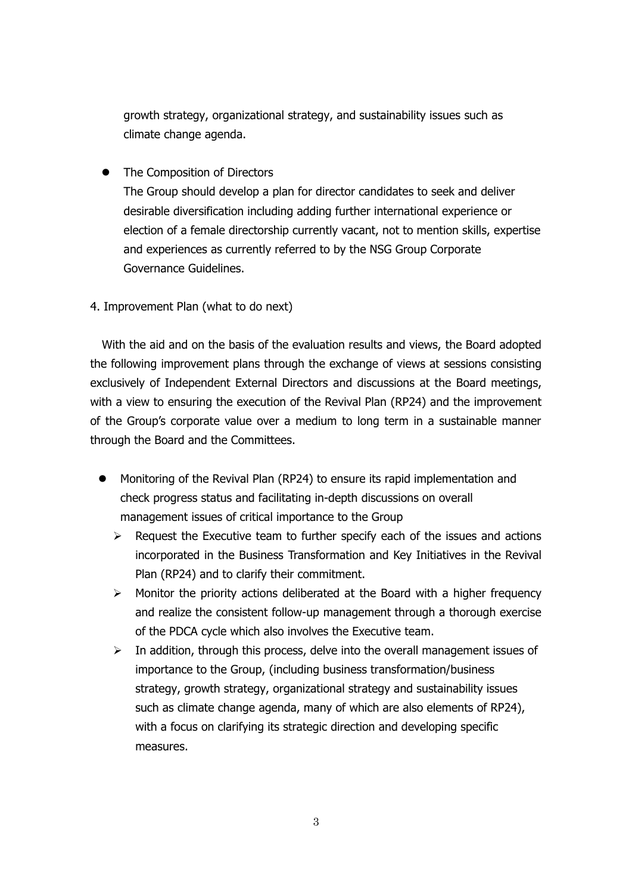growth strategy, organizational strategy, and sustainability issues such as climate change agenda.

- The Composition of Directors
  The Group should develop a plan for director candidates to seek and deliver desirable diversification including adding further international experience or election of a female directorship currently vacant, not to mention skills, expertise and experiences as currently referred to by the NSG Group Corporate Governance Guidelines.

4. Improvement Plan (what to do next)

With the aid and on the basis of the evaluation results and views, the Board adopted the following improvement plans through the exchange of views at sessions consisting exclusively of Independent External Directors and discussions at the Board meetings, with a view to ensuring the execution of the Revival Plan (RP24) and the improvement of the Group's corporate value over a medium to long term in a sustainable manner through the Board and the Committees.

- Monitoring of the Revival Plan (RP24) to ensure its rapid implementation and check progress status and facilitating in-depth discussions on overall management issues of critical importance to the Group
  - Request the Executive team to further specify each of the issues and actions incorporated in the Business Transformation and Key Initiatives in the Revival Plan (RP24) and to clarify their commitment.
  - Monitor the priority actions deliberated at the Board with a higher frequency and realize the consistent follow-up management through a thorough exercise of the PDCA cycle which also involves the Executive team.
  - In addition, through this process, delve into the overall management issues of importance to the Group, (including business transformation/business strategy, growth strategy, organizational strategy and sustainability issues such as climate change agenda, many of which are also elements of RP24), with a focus on clarifying its strategic direction and developing specific measures.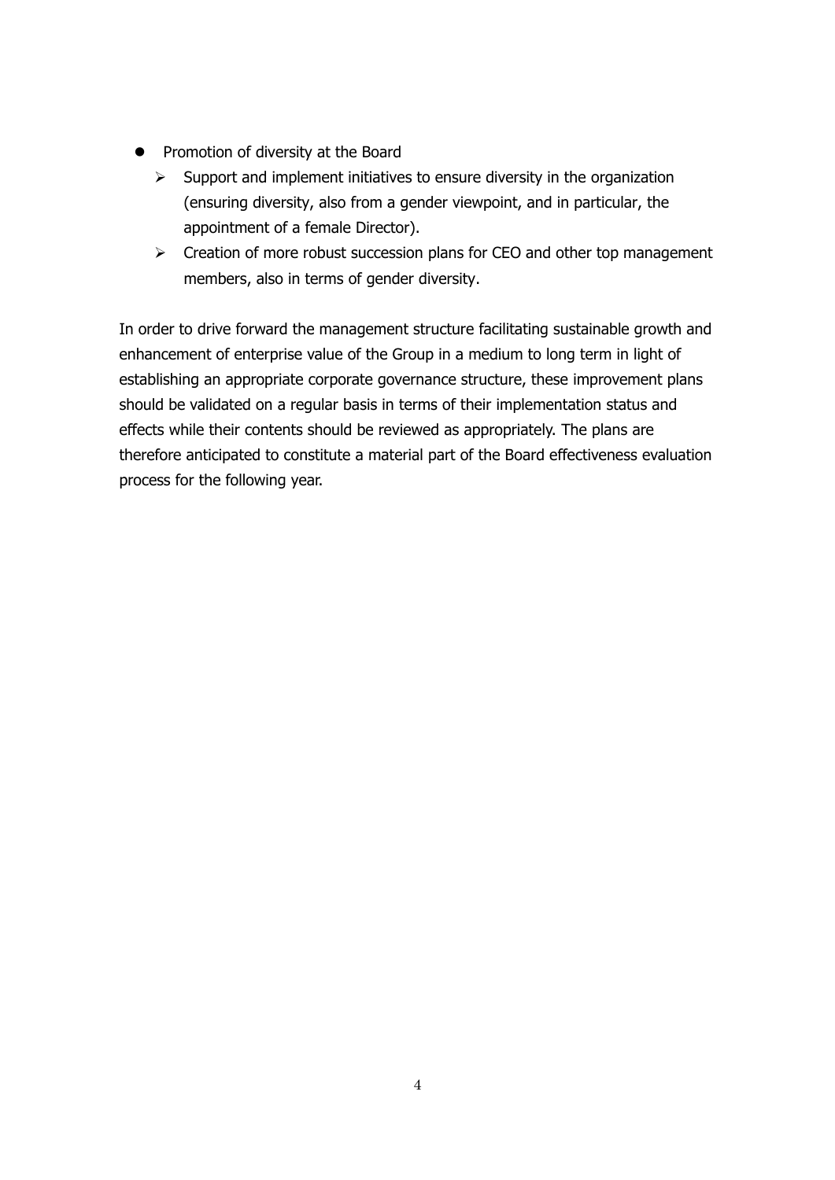- Promotion of diversity at the Board
  - Support and implement initiatives to ensure diversity in the organization (ensuring diversity, also from a gender viewpoint, and in particular, the appointment of a female Director).
  - Creation of more robust succession plans for CEO and other top management members, also in terms of gender diversity.

In order to drive forward the management structure facilitating sustainable growth and enhancement of enterprise value of the Group in a medium to long term in light of establishing an appropriate corporate governance structure, these improvement plans should be validated on a regular basis in terms of their implementation status and effects while their contents should be reviewed as appropriately. The plans are therefore anticipated to constitute a material part of the Board effectiveness evaluation process for the following year.